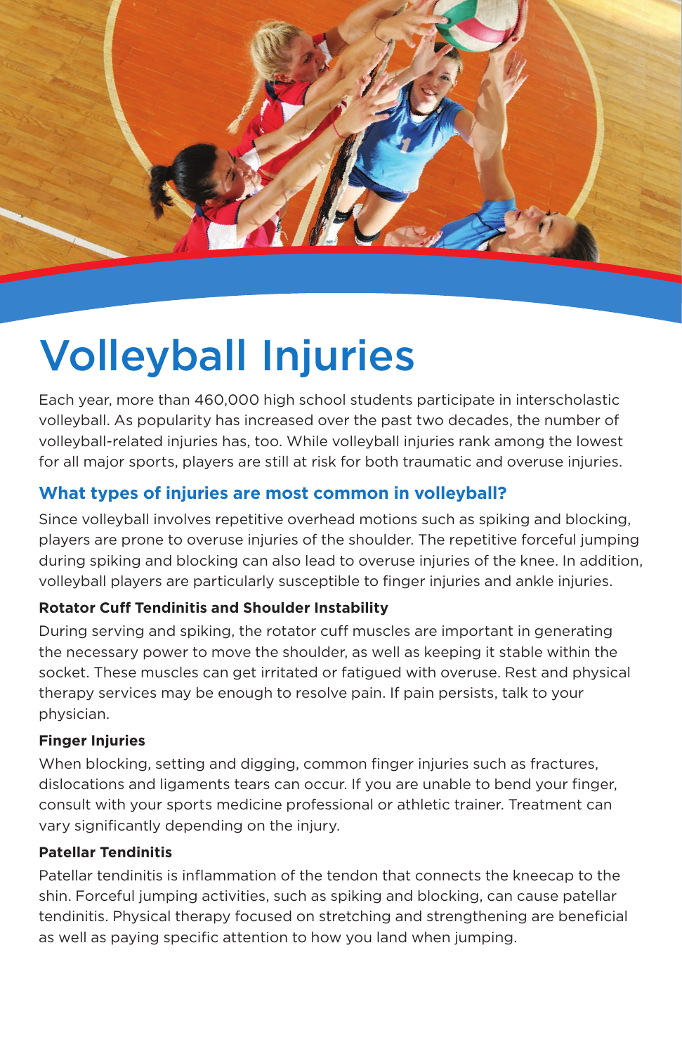# Volleyball Injuries

Each year, more than 460,000 high school students participate in interscholastic volleyball. As popularity has increased over the past two decades, the number of volleyball-related injuries has, too. While volleyball injuries rank among the lowest for all major sports, players are still at risk for both traumatic and overuse injuries.

## What types of injuries are most common in volleyball?

Since volleyball involves repetitive overhead motions such as spiking and blocking, players are prone to overuse injuries of the shoulder. The repetitive forceful jumping during spiking and blocking can also lead to overuse injuries of the knee. In addition, volleyball players are particularly susceptible to finger injuries and ankle injuries.

### Rotator Cuff Tendinitis and Shoulder Instability

During serving and spiking, the rotator cuff muscles are important in generating the necessary power to move the shoulder, as well as keeping it stable within the socket. These muscles can get irritated or fatigued with overuse. Rest and physical therapy services may be enough to resolve pain. If pain persists, talk to your physician.

### Finger Injuries

When blocking, setting and digging, common finger injuries such as fractures, dislocations and ligaments tears can occur. If you are unable to bend your finger, consult with your sports medicine professional or athletic trainer. Treatment can vary significantly depending on the injury.

### Patellar Tendinitis

Patellar tendinitis is inflammation of the tendon that connects the kneecap to the shin. Forceful jumping activities, such as spiking and blocking, can cause patellar tendinitis. Physical therapy focused on stretching and strengthening are beneficial as well as paying specific attention to how you land when jumping.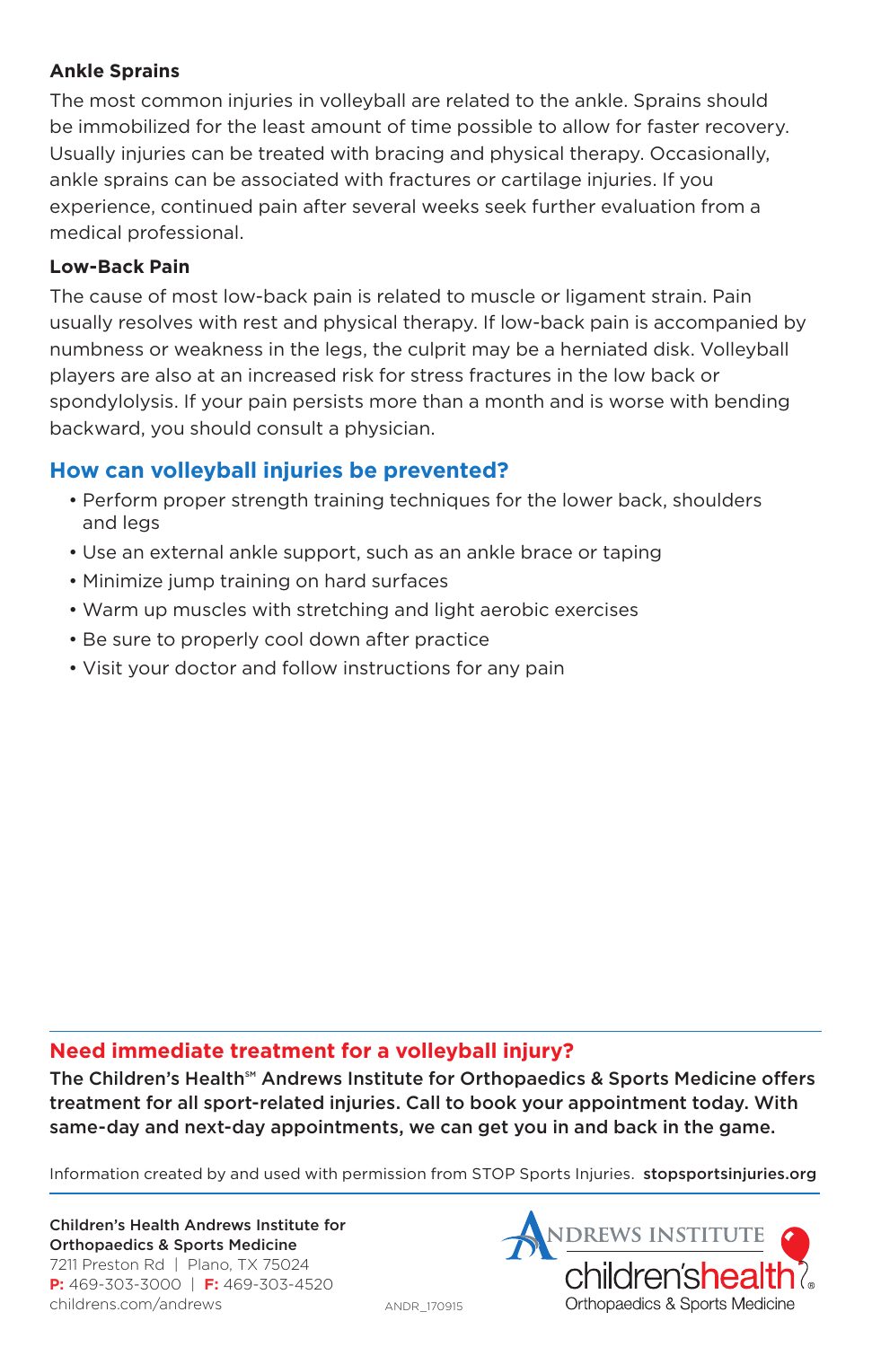### Ankle Sprains

The most common injuries in volleyball are related to the ankle. Sprains should be immobilized for the least amount of time possible to allow for faster recovery. Usually injuries can be treated with bracing and physical therapy. Occasionally, ankle sprains can be associated with fractures or cartilage injuries. If you experience, continued pain after several weeks seek further evaluation from a medical professional.

### Low-Back Pain

The cause of most low-back pain is related to muscle or ligament strain. Pain usually resolves with rest and physical therapy. If low-back pain is accompanied by numbness or weakness in the legs, the culprit may be a herniated disk. Volleyball players are also at an increased risk for stress fractures in the low back or spondylolysis. If your pain persists more than a month and is worse with bending backward, you should consult a physician.

## How can volleyball injuries be prevented?

- Perform proper strength training techniques for the lower back, shoulders and legs
- Use an external ankle support, such as an ankle brace or taping
- Minimize jump training on hard surfaces
- Warm up muscles with stretching and light aerobic exercises
- Be sure to properly cool down after practice
- Visit your doctor and follow instructions for any pain

## Need immediate treatment for a volleyball injury?

**The Children's Health℠ Andrews Institute for Orthopaedics & Sports Medicine offers treatment for all sport-related injuries. Call to book your appointment today. With same-day and next-day appointments, we can get you in and back in the game.**

Information created by and used with permission from STOP Sports Injuries. **stopsportsinjuries.org**

**Children's Health Andrews Institute for Orthopaedics & Sports Medicine**
7211 Preston Rd | Plano, TX 75024
**P:** 469-303-3000 | **F:** 469-303-4520
childrens.com/andrews

ANDR_170915

ANDREWS INSTITUTE
children'shealth®
Orthopaedics & Sports Medicine